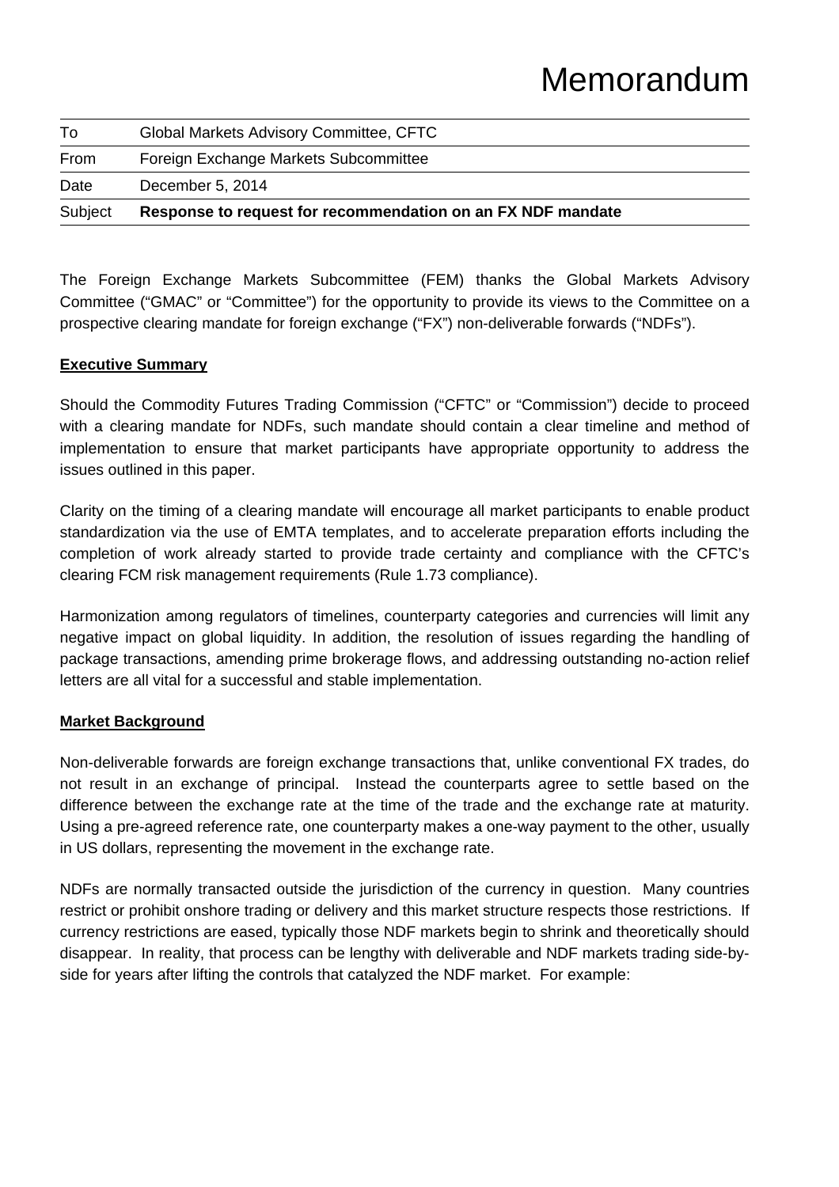# Memorandum

| | |
|---|---|
| To | Global Markets Advisory Committee, CFTC |
| From | Foreign Exchange Markets Subcommittee |
| Date | December 5, 2014 |
| Subject | **Response to request for recommendation on an FX NDF mandate** |

The Foreign Exchange Markets Subcommittee (FEM) thanks the Global Markets Advisory Committee ("GMAC" or "Committee") for the opportunity to provide its views to the Committee on a prospective clearing mandate for foreign exchange ("FX") non-deliverable forwards ("NDFs").

**Executive Summary**

Should the Commodity Futures Trading Commission ("CFTC" or "Commission") decide to proceed with a clearing mandate for NDFs, such mandate should contain a clear timeline and method of implementation to ensure that market participants have appropriate opportunity to address the issues outlined in this paper.

Clarity on the timing of a clearing mandate will encourage all market participants to enable product standardization via the use of EMTA templates, and to accelerate preparation efforts including the completion of work already started to provide trade certainty and compliance with the CFTC's clearing FCM risk management requirements (Rule 1.73 compliance).

Harmonization among regulators of timelines, counterparty categories and currencies will limit any negative impact on global liquidity. In addition, the resolution of issues regarding the handling of package transactions, amending prime brokerage flows, and addressing outstanding no-action relief letters are all vital for a successful and stable implementation.

**Market Background**

Non-deliverable forwards are foreign exchange transactions that, unlike conventional FX trades, do not result in an exchange of principal. Instead the counterparts agree to settle based on the difference between the exchange rate at the time of the trade and the exchange rate at maturity. Using a pre-agreed reference rate, one counterparty makes a one-way payment to the other, usually in US dollars, representing the movement in the exchange rate.

NDFs are normally transacted outside the jurisdiction of the currency in question. Many countries restrict or prohibit onshore trading or delivery and this market structure respects those restrictions. If currency restrictions are eased, typically those NDF markets begin to shrink and theoretically should disappear. In reality, that process can be lengthy with deliverable and NDF markets trading side-by-side for years after lifting the controls that catalyzed the NDF market. For example: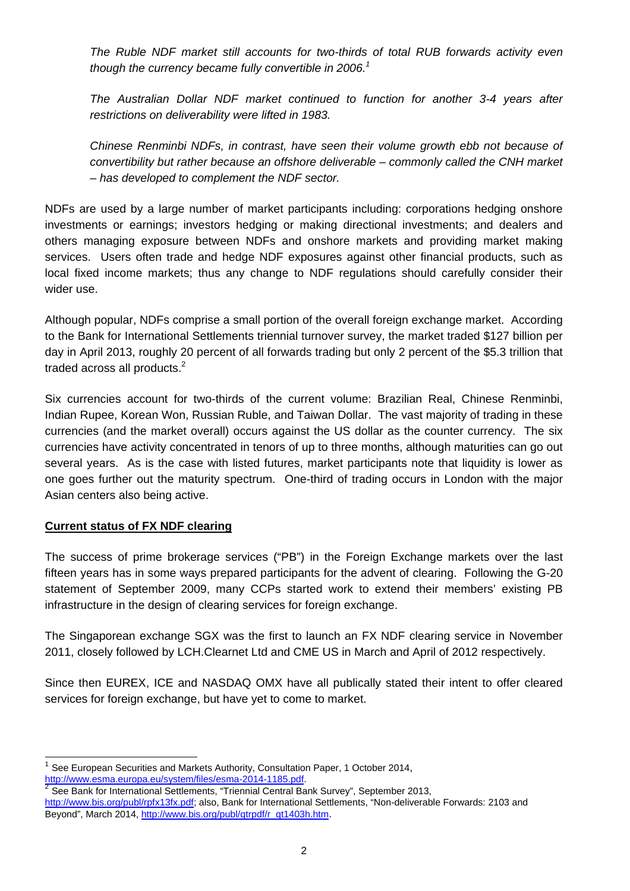*The Ruble NDF market still accounts for two-thirds of total RUB forwards activity even though the currency became fully convertible in 2006.*[1]

*The Australian Dollar NDF market continued to function for another 3-4 years after restrictions on deliverability were lifted in 1983.*

*Chinese Renminbi NDFs, in contrast, have seen their volume growth ebb not because of convertibility but rather because an offshore deliverable – commonly called the CNH market – has developed to complement the NDF sector.*

NDFs are used by a large number of market participants including: corporations hedging onshore investments or earnings; investors hedging or making directional investments; and dealers and others managing exposure between NDFs and onshore markets and providing market making services. Users often trade and hedge NDF exposures against other financial products, such as local fixed income markets; thus any change to NDF regulations should carefully consider their wider use.

Although popular, NDFs comprise a small portion of the overall foreign exchange market. According to the Bank for International Settlements triennial turnover survey, the market traded $127 billion per day in April 2013, roughly 20 percent of all forwards trading but only 2 percent of the $5.3 trillion that traded across all products.[2]

Six currencies account for two-thirds of the current volume: Brazilian Real, Chinese Renminbi, Indian Rupee, Korean Won, Russian Ruble, and Taiwan Dollar. The vast majority of trading in these currencies (and the market overall) occurs against the US dollar as the counter currency. The six currencies have activity concentrated in tenors of up to three months, although maturities can go out several years. As is the case with listed futures, market participants note that liquidity is lower as one goes further out the maturity spectrum. One-third of trading occurs in London with the major Asian centers also being active.

**Current status of FX NDF clearing**

The success of prime brokerage services ("PB") in the Foreign Exchange markets over the last fifteen years has in some ways prepared participants for the advent of clearing. Following the G-20 statement of September 2009, many CCPs started work to extend their members' existing PB infrastructure in the design of clearing services for foreign exchange.

The Singaporean exchange SGX was the first to launch an FX NDF clearing service in November 2011, closely followed by LCH.Clearnet Ltd and CME US in March and April of 2012 respectively.

Since then EUREX, ICE and NASDAQ OMX have all publically stated their intent to offer cleared services for foreign exchange, but have yet to come to market.

---

[1] See European Securities and Markets Authority, Consultation Paper, 1 October 2014, http://www.esma.europa.eu/system/files/esma-2014-1185.pdf.

[2] See Bank for International Settlements, "Triennial Central Bank Survey", September 2013, http://www.bis.org/publ/rpfx13fx.pdf; also, Bank for International Settlements, "Non-deliverable Forwards: 2103 and Beyond", March 2014, http://www.bis.org/publ/qtrpdf/r_qt1403h.htm.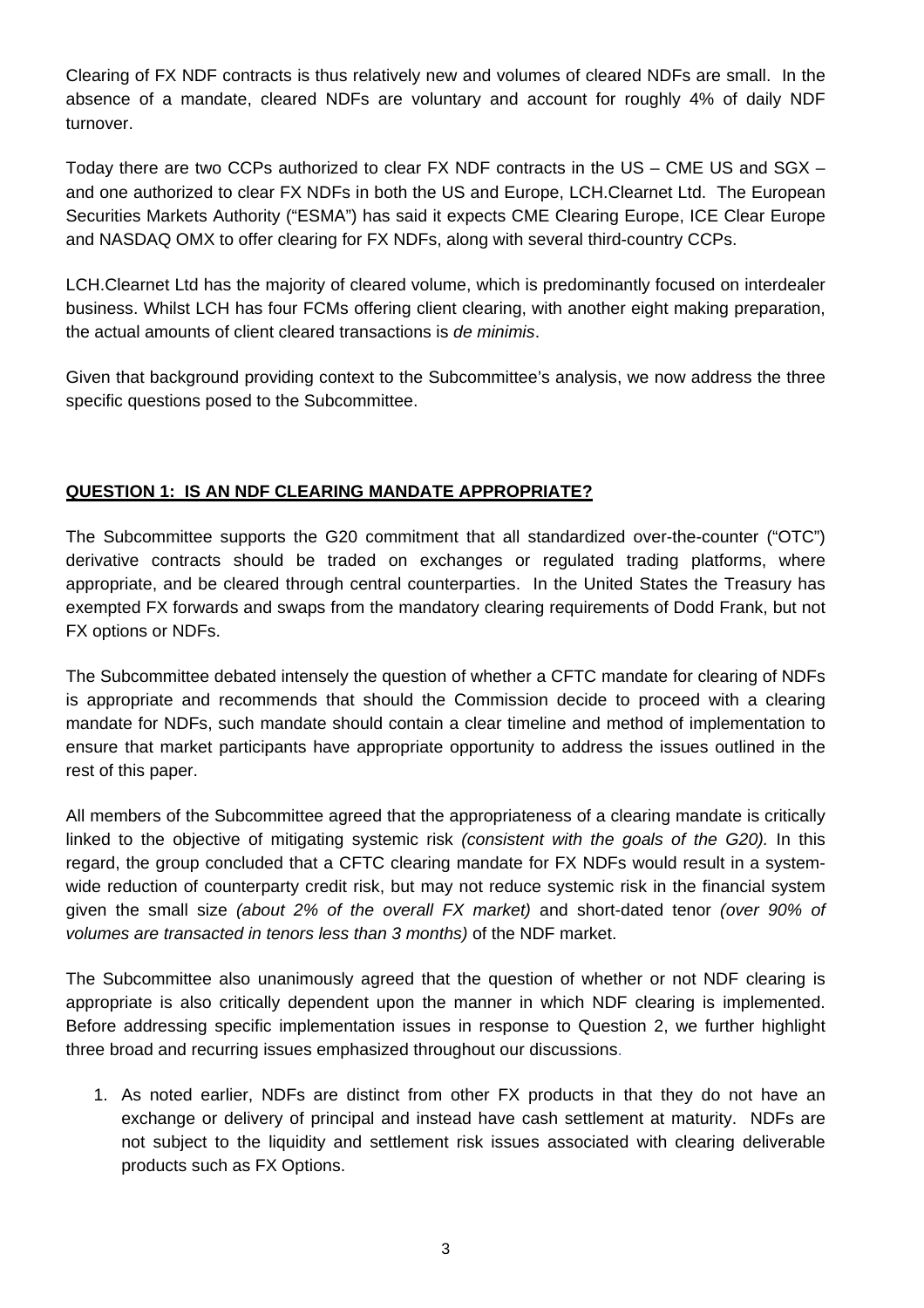Clearing of FX NDF contracts is thus relatively new and volumes of cleared NDFs are small. In the absence of a mandate, cleared NDFs are voluntary and account for roughly 4% of daily NDF turnover.

Today there are two CCPs authorized to clear FX NDF contracts in the US – CME US and SGX – and one authorized to clear FX NDFs in both the US and Europe, LCH.Clearnet Ltd. The European Securities Markets Authority ("ESMA") has said it expects CME Clearing Europe, ICE Clear Europe and NASDAQ OMX to offer clearing for FX NDFs, along with several third-country CCPs.

LCH.Clearnet Ltd has the majority of cleared volume, which is predominantly focused on interdealer business. Whilst LCH has four FCMs offering client clearing, with another eight making preparation, the actual amounts of client cleared transactions is *de minimis*.

Given that background providing context to the Subcommittee's analysis, we now address the three specific questions posed to the Subcommittee.

## **QUESTION 1: IS AN NDF CLEARING MANDATE APPROPRIATE?**

The Subcommittee supports the G20 commitment that all standardized over-the-counter ("OTC") derivative contracts should be traded on exchanges or regulated trading platforms, where appropriate, and be cleared through central counterparties. In the United States the Treasury has exempted FX forwards and swaps from the mandatory clearing requirements of Dodd Frank, but not FX options or NDFs.

The Subcommittee debated intensely the question of whether a CFTC mandate for clearing of NDFs is appropriate and recommends that should the Commission decide to proceed with a clearing mandate for NDFs, such mandate should contain a clear timeline and method of implementation to ensure that market participants have appropriate opportunity to address the issues outlined in the rest of this paper.

All members of the Subcommittee agreed that the appropriateness of a clearing mandate is critically linked to the objective of mitigating systemic risk *(consistent with the goals of the G20).* In this regard, the group concluded that a CFTC clearing mandate for FX NDFs would result in a system-wide reduction of counterparty credit risk, but may not reduce systemic risk in the financial system given the small size *(about 2% of the overall FX market)* and short-dated tenor *(over 90% of volumes are transacted in tenors less than 3 months)* of the NDF market.

The Subcommittee also unanimously agreed that the question of whether or not NDF clearing is appropriate is also critically dependent upon the manner in which NDF clearing is implemented. Before addressing specific implementation issues in response to Question 2, we further highlight three broad and recurring issues emphasized throughout our discussions.

1. As noted earlier, NDFs are distinct from other FX products in that they do not have an exchange or delivery of principal and instead have cash settlement at maturity. NDFs are not subject to the liquidity and settlement risk issues associated with clearing deliverable products such as FX Options.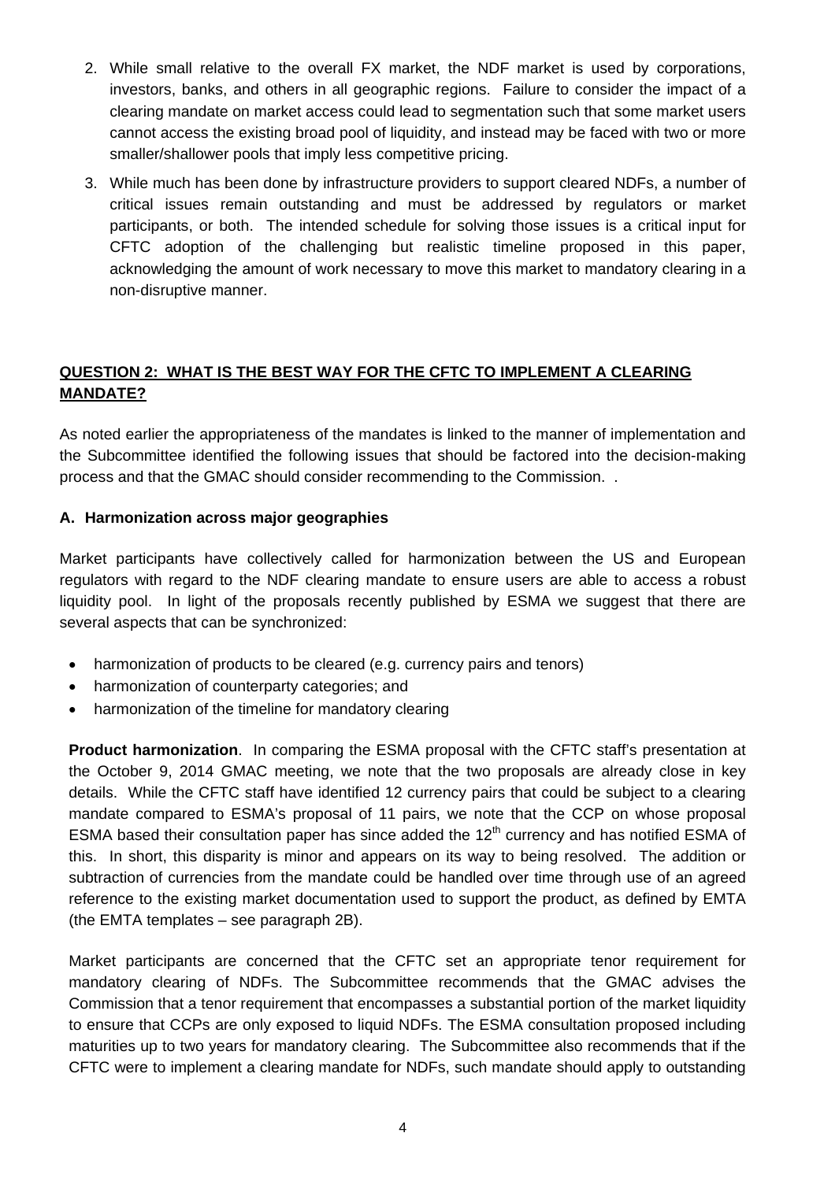2. While small relative to the overall FX market, the NDF market is used by corporations, investors, banks, and others in all geographic regions. Failure to consider the impact of a clearing mandate on market access could lead to segmentation such that some market users cannot access the existing broad pool of liquidity, and instead may be faced with two or more smaller/shallower pools that imply less competitive pricing.
3. While much has been done by infrastructure providers to support cleared NDFs, a number of critical issues remain outstanding and must be addressed by regulators or market participants, or both. The intended schedule for solving those issues is a critical input for CFTC adoption of the challenging but realistic timeline proposed in this paper, acknowledging the amount of work necessary to move this market to mandatory clearing in a non-disruptive manner.

## QUESTION 2: WHAT IS THE BEST WAY FOR THE CFTC TO IMPLEMENT A CLEARING MANDATE?

As noted earlier the appropriateness of the mandates is linked to the manner of implementation and the Subcommittee identified the following issues that should be factored into the decision-making process and that the GMAC should consider recommending to the Commission. .

### A. Harmonization across major geographies

Market participants have collectively called for harmonization between the US and European regulators with regard to the NDF clearing mandate to ensure users are able to access a robust liquidity pool. In light of the proposals recently published by ESMA we suggest that there are several aspects that can be synchronized:

- harmonization of products to be cleared (e.g. currency pairs and tenors)
- harmonization of counterparty categories; and
- harmonization of the timeline for mandatory clearing

**Product harmonization**. In comparing the ESMA proposal with the CFTC staff's presentation at the October 9, 2014 GMAC meeting, we note that the two proposals are already close in key details. While the CFTC staff have identified 12 currency pairs that could be subject to a clearing mandate compared to ESMA's proposal of 11 pairs, we note that the CCP on whose proposal ESMA based their consultation paper has since added the 12th currency and has notified ESMA of this. In short, this disparity is minor and appears on its way to being resolved. The addition or subtraction of currencies from the mandate could be handled over time through use of an agreed reference to the existing market documentation used to support the product, as defined by EMTA (the EMTA templates – see paragraph 2B).

Market participants are concerned that the CFTC set an appropriate tenor requirement for mandatory clearing of NDFs. The Subcommittee recommends that the GMAC advises the Commission that a tenor requirement that encompasses a substantial portion of the market liquidity to ensure that CCPs are only exposed to liquid NDFs. The ESMA consultation proposed including maturities up to two years for mandatory clearing. The Subcommittee also recommends that if the CFTC were to implement a clearing mandate for NDFs, such mandate should apply to outstanding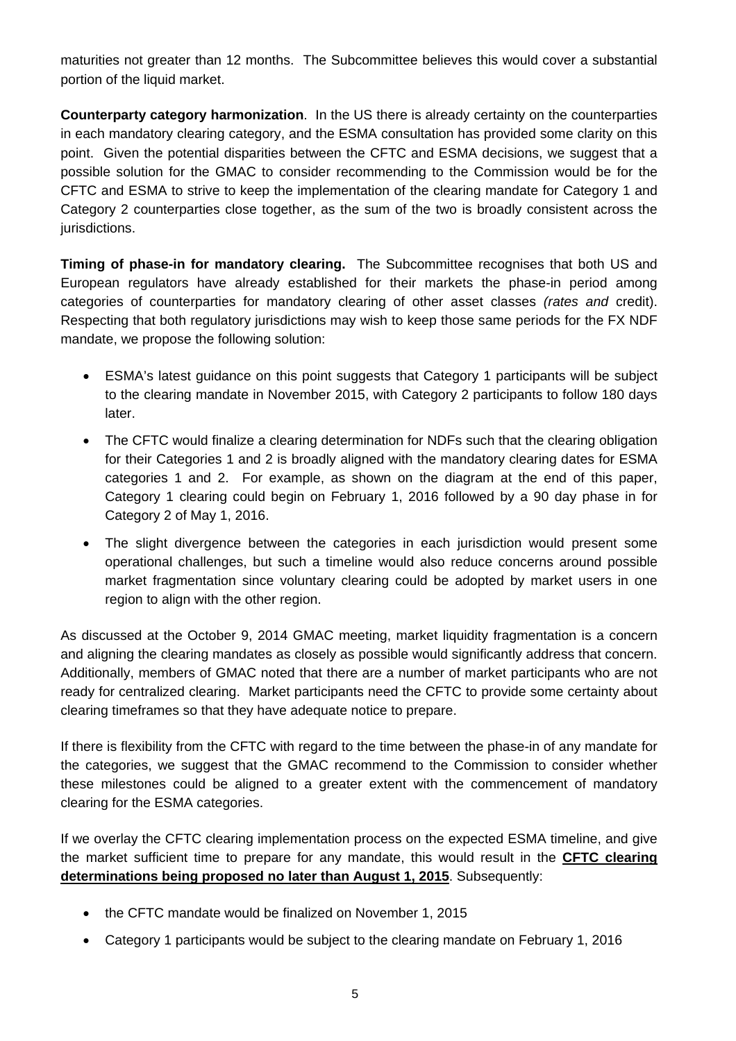maturities not greater than 12 months. The Subcommittee believes this would cover a substantial portion of the liquid market.

**Counterparty category harmonization**. In the US there is already certainty on the counterparties in each mandatory clearing category, and the ESMA consultation has provided some clarity on this point. Given the potential disparities between the CFTC and ESMA decisions, we suggest that a possible solution for the GMAC to consider recommending to the Commission would be for the CFTC and ESMA to strive to keep the implementation of the clearing mandate for Category 1 and Category 2 counterparties close together, as the sum of the two is broadly consistent across the jurisdictions.

**Timing of phase-in for mandatory clearing.** The Subcommittee recognises that both US and European regulators have already established for their markets the phase-in period among categories of counterparties for mandatory clearing of other asset classes *(rates and* credit). Respecting that both regulatory jurisdictions may wish to keep those same periods for the FX NDF mandate, we propose the following solution:

- ESMA's latest guidance on this point suggests that Category 1 participants will be subject to the clearing mandate in November 2015, with Category 2 participants to follow 180 days later.
- The CFTC would finalize a clearing determination for NDFs such that the clearing obligation for their Categories 1 and 2 is broadly aligned with the mandatory clearing dates for ESMA categories 1 and 2. For example, as shown on the diagram at the end of this paper, Category 1 clearing could begin on February 1, 2016 followed by a 90 day phase in for Category 2 of May 1, 2016.
- The slight divergence between the categories in each jurisdiction would present some operational challenges, but such a timeline would also reduce concerns around possible market fragmentation since voluntary clearing could be adopted by market users in one region to align with the other region.

As discussed at the October 9, 2014 GMAC meeting, market liquidity fragmentation is a concern and aligning the clearing mandates as closely as possible would significantly address that concern. Additionally, members of GMAC noted that there are a number of market participants who are not ready for centralized clearing. Market participants need the CFTC to provide some certainty about clearing timeframes so that they have adequate notice to prepare.

If there is flexibility from the CFTC with regard to the time between the phase-in of any mandate for the categories, we suggest that the GMAC recommend to the Commission to consider whether these milestones could be aligned to a greater extent with the commencement of mandatory clearing for the ESMA categories.

If we overlay the CFTC clearing implementation process on the expected ESMA timeline, and give the market sufficient time to prepare for any mandate, this would result in the **CFTC clearing determinations being proposed no later than August 1, 2015**. Subsequently:

- the CFTC mandate would be finalized on November 1, 2015
- Category 1 participants would be subject to the clearing mandate on February 1, 2016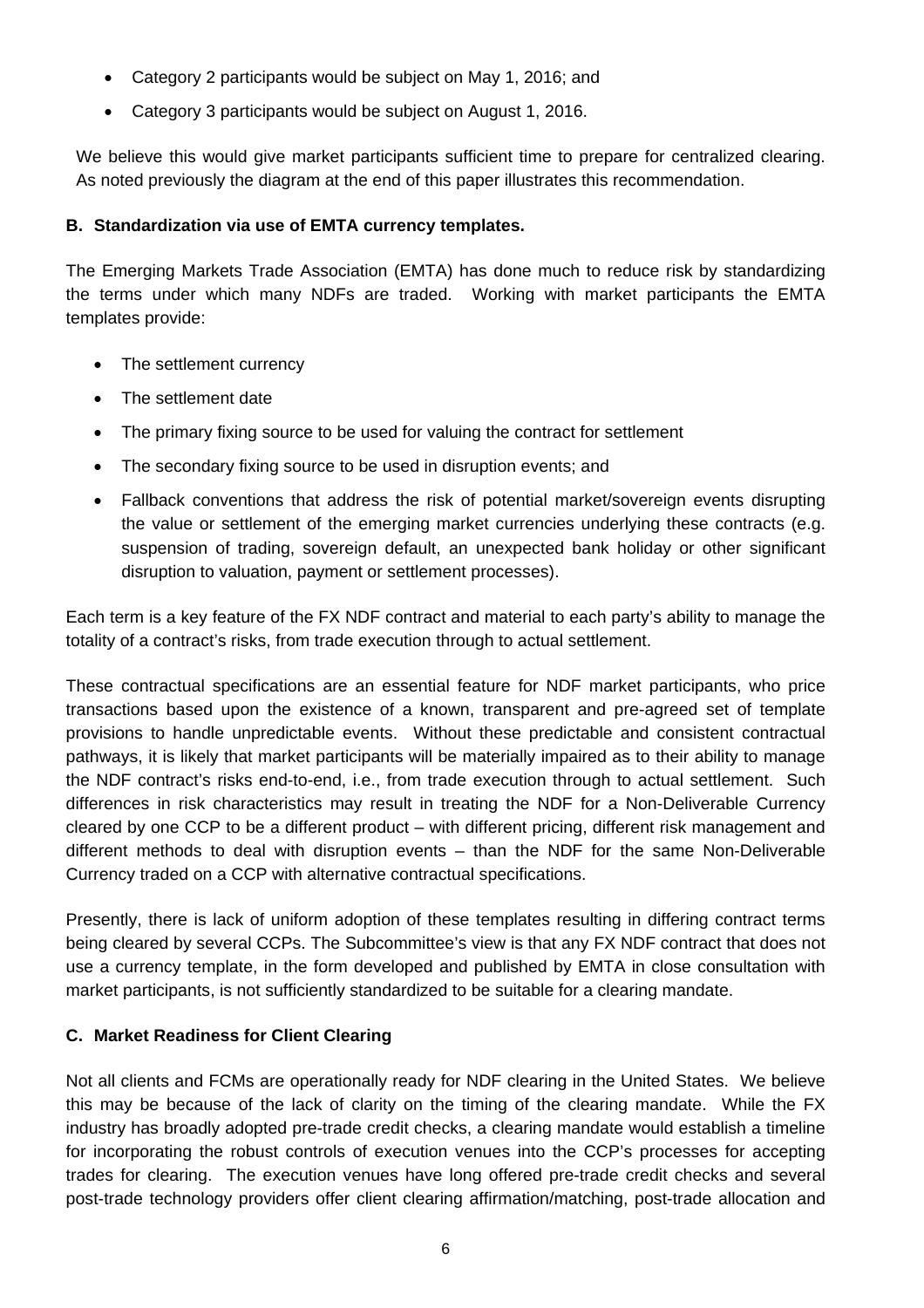- Category 2 participants would be subject on May 1, 2016; and
- Category 3 participants would be subject on August 1, 2016.

We believe this would give market participants sufficient time to prepare for centralized clearing. As noted previously the diagram at the end of this paper illustrates this recommendation.

**B. Standardization via use of EMTA currency templates.**

The Emerging Markets Trade Association (EMTA) has done much to reduce risk by standardizing the terms under which many NDFs are traded. Working with market participants the EMTA templates provide:

- The settlement currency
- The settlement date
- The primary fixing source to be used for valuing the contract for settlement
- The secondary fixing source to be used in disruption events; and
- Fallback conventions that address the risk of potential market/sovereign events disrupting the value or settlement of the emerging market currencies underlying these contracts (e.g. suspension of trading, sovereign default, an unexpected bank holiday or other significant disruption to valuation, payment or settlement processes).

Each term is a key feature of the FX NDF contract and material to each party's ability to manage the totality of a contract's risks, from trade execution through to actual settlement.

These contractual specifications are an essential feature for NDF market participants, who price transactions based upon the existence of a known, transparent and pre-agreed set of template provisions to handle unpredictable events. Without these predictable and consistent contractual pathways, it is likely that market participants will be materially impaired as to their ability to manage the NDF contract's risks end-to-end, i.e., from trade execution through to actual settlement. Such differences in risk characteristics may result in treating the NDF for a Non-Deliverable Currency cleared by one CCP to be a different product – with different pricing, different risk management and different methods to deal with disruption events – than the NDF for the same Non-Deliverable Currency traded on a CCP with alternative contractual specifications.

Presently, there is lack of uniform adoption of these templates resulting in differing contract terms being cleared by several CCPs. The Subcommittee's view is that any FX NDF contract that does not use a currency template, in the form developed and published by EMTA in close consultation with market participants, is not sufficiently standardized to be suitable for a clearing mandate.

**C. Market Readiness for Client Clearing**

Not all clients and FCMs are operationally ready for NDF clearing in the United States. We believe this may be because of the lack of clarity on the timing of the clearing mandate. While the FX industry has broadly adopted pre-trade credit checks, a clearing mandate would establish a timeline for incorporating the robust controls of execution venues into the CCP's processes for accepting trades for clearing. The execution venues have long offered pre-trade credit checks and several post-trade technology providers offer client clearing affirmation/matching, post-trade allocation and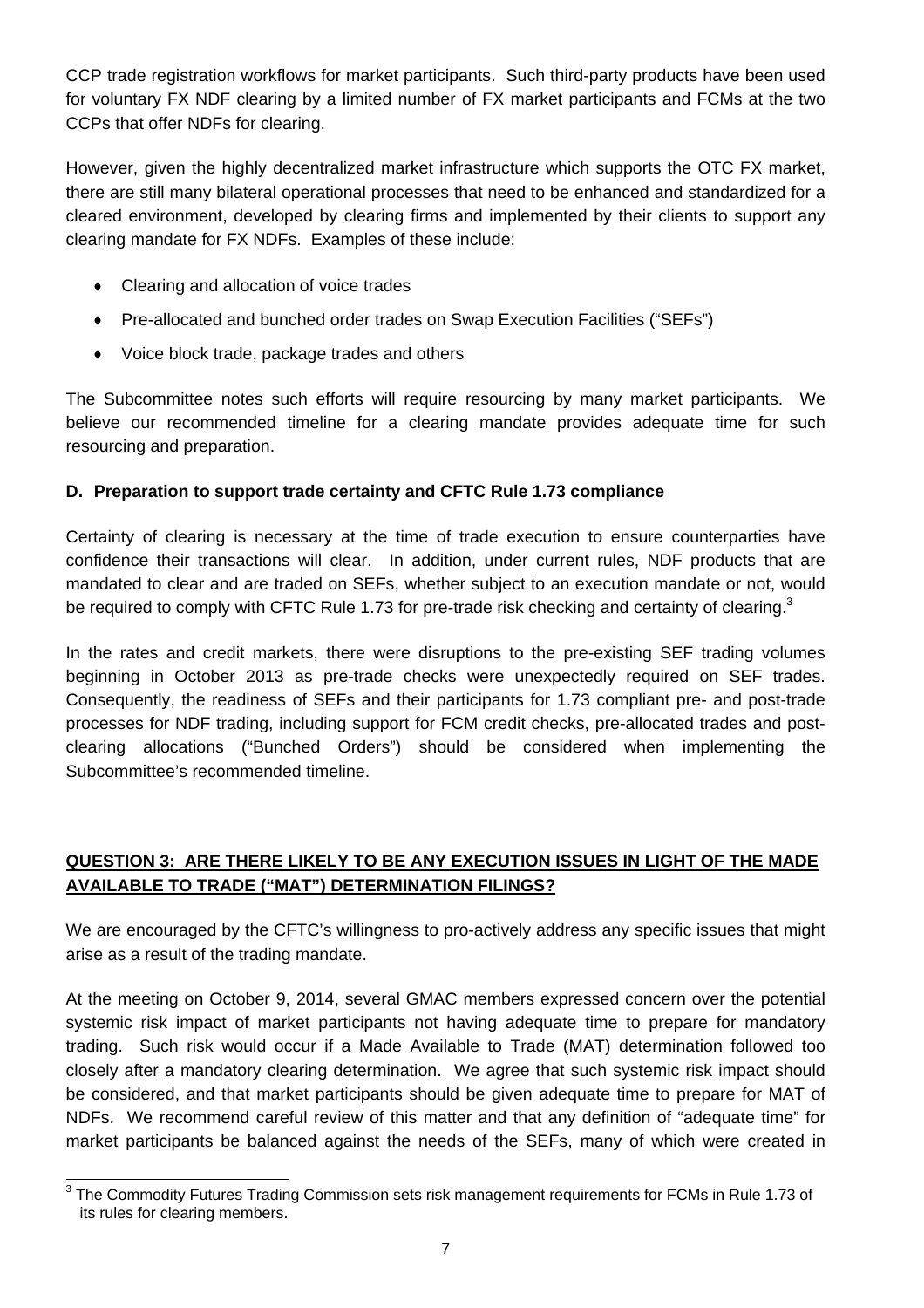CCP trade registration workflows for market participants. Such third-party products have been used for voluntary FX NDF clearing by a limited number of FX market participants and FCMs at the two CCPs that offer NDFs for clearing.

However, given the highly decentralized market infrastructure which supports the OTC FX market, there are still many bilateral operational processes that need to be enhanced and standardized for a cleared environment, developed by clearing firms and implemented by their clients to support any clearing mandate for FX NDFs. Examples of these include:

- Clearing and allocation of voice trades
- Pre-allocated and bunched order trades on Swap Execution Facilities ("SEFs")
- Voice block trade, package trades and others

The Subcommittee notes such efforts will require resourcing by many market participants. We believe our recommended timeline for a clearing mandate provides adequate time for such resourcing and preparation.

**D. Preparation to support trade certainty and CFTC Rule 1.73 compliance**

Certainty of clearing is necessary at the time of trade execution to ensure counterparties have confidence their transactions will clear. In addition, under current rules, NDF products that are mandated to clear and are traded on SEFs, whether subject to an execution mandate or not, would be required to comply with CFTC Rule 1.73 for pre-trade risk checking and certainty of clearing.[3]

In the rates and credit markets, there were disruptions to the pre-existing SEF trading volumes beginning in October 2013 as pre-trade checks were unexpectedly required on SEF trades. Consequently, the readiness of SEFs and their participants for 1.73 compliant pre- and post-trade processes for NDF trading, including support for FCM credit checks, pre-allocated trades and post-clearing allocations ("Bunched Orders") should be considered when implementing the Subcommittee's recommended timeline.

**QUESTION 3: ARE THERE LIKELY TO BE ANY EXECUTION ISSUES IN LIGHT OF THE MADE AVAILABLE TO TRADE ("MAT") DETERMINATION FILINGS?**

We are encouraged by the CFTC's willingness to pro-actively address any specific issues that might arise as a result of the trading mandate.

At the meeting on October 9, 2014, several GMAC members expressed concern over the potential systemic risk impact of market participants not having adequate time to prepare for mandatory trading. Such risk would occur if a Made Available to Trade (MAT) determination followed too closely after a mandatory clearing determination. We agree that such systemic risk impact should be considered, and that market participants should be given adequate time to prepare for MAT of NDFs. We recommend careful review of this matter and that any definition of "adequate time" for market participants be balanced against the needs of the SEFs, many of which were created in

[3] The Commodity Futures Trading Commission sets risk management requirements for FCMs in Rule 1.73 of its rules for clearing members.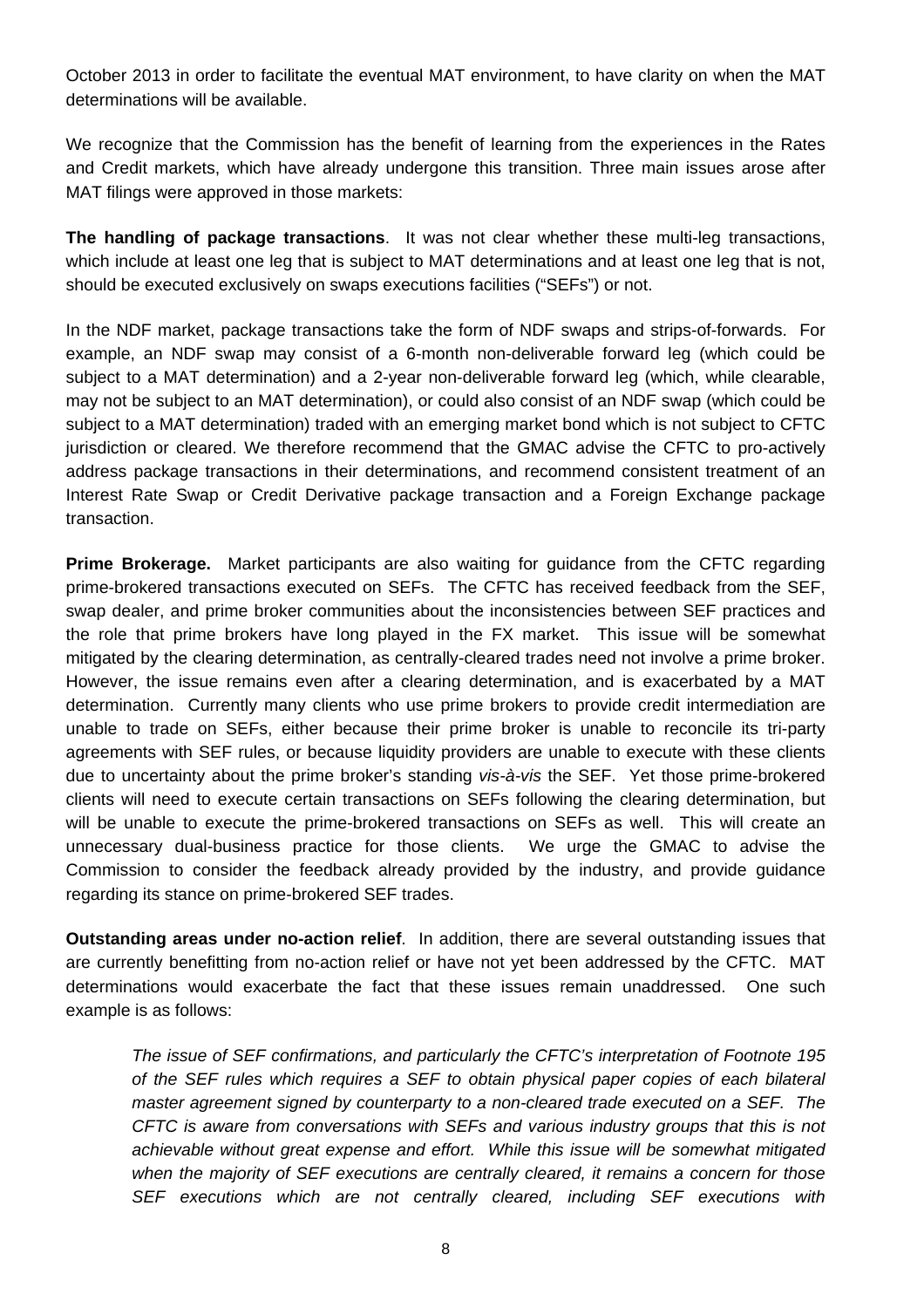October 2013 in order to facilitate the eventual MAT environment, to have clarity on when the MAT determinations will be available.

We recognize that the Commission has the benefit of learning from the experiences in the Rates and Credit markets, which have already undergone this transition. Three main issues arose after MAT filings were approved in those markets:

**The handling of package transactions**. It was not clear whether these multi-leg transactions, which include at least one leg that is subject to MAT determinations and at least one leg that is not, should be executed exclusively on swaps executions facilities ("SEFs") or not.

In the NDF market, package transactions take the form of NDF swaps and strips-of-forwards. For example, an NDF swap may consist of a 6-month non-deliverable forward leg (which could be subject to a MAT determination) and a 2-year non-deliverable forward leg (which, while clearable, may not be subject to an MAT determination), or could also consist of an NDF swap (which could be subject to a MAT determination) traded with an emerging market bond which is not subject to CFTC jurisdiction or cleared. We therefore recommend that the GMAC advise the CFTC to pro-actively address package transactions in their determinations, and recommend consistent treatment of an Interest Rate Swap or Credit Derivative package transaction and a Foreign Exchange package transaction.

**Prime Brokerage.** Market participants are also waiting for guidance from the CFTC regarding prime-brokered transactions executed on SEFs. The CFTC has received feedback from the SEF, swap dealer, and prime broker communities about the inconsistencies between SEF practices and the role that prime brokers have long played in the FX market. This issue will be somewhat mitigated by the clearing determination, as centrally-cleared trades need not involve a prime broker. However, the issue remains even after a clearing determination, and is exacerbated by a MAT determination. Currently many clients who use prime brokers to provide credit intermediation are unable to trade on SEFs, either because their prime broker is unable to reconcile its tri-party agreements with SEF rules, or because liquidity providers are unable to execute with these clients due to uncertainty about the prime broker's standing *vis-à-vis* the SEF. Yet those prime-brokered clients will need to execute certain transactions on SEFs following the clearing determination, but will be unable to execute the prime-brokered transactions on SEFs as well. This will create an unnecessary dual-business practice for those clients. We urge the GMAC to advise the Commission to consider the feedback already provided by the industry, and provide guidance regarding its stance on prime-brokered SEF trades.

**Outstanding areas under no-action relief**. In addition, there are several outstanding issues that are currently benefitting from no-action relief or have not yet been addressed by the CFTC. MAT determinations would exacerbate the fact that these issues remain unaddressed. One such example is as follows:

> *The issue of SEF confirmations, and particularly the CFTC's interpretation of Footnote 195 of the SEF rules which requires a SEF to obtain physical paper copies of each bilateral master agreement signed by counterparty to a non-cleared trade executed on a SEF. The CFTC is aware from conversations with SEFs and various industry groups that this is not achievable without great expense and effort. While this issue will be somewhat mitigated when the majority of SEF executions are centrally cleared, it remains a concern for those SEF executions which are not centrally cleared, including SEF executions with*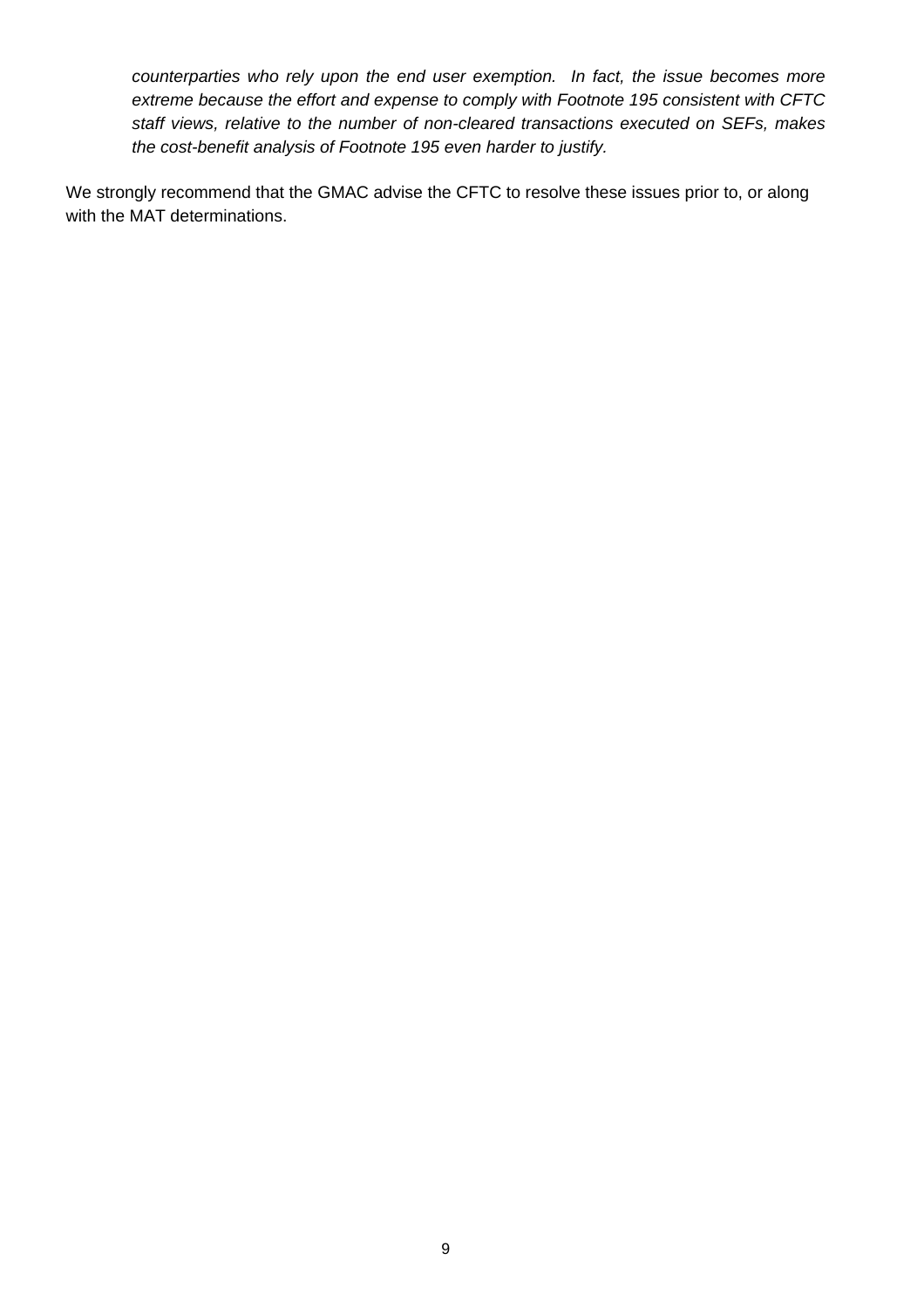> *counterparties who rely upon the end user exemption. In fact, the issue becomes more extreme because the effort and expense to comply with Footnote 195 consistent with CFTC staff views, relative to the number of non-cleared transactions executed on SEFs, makes the cost-benefit analysis of Footnote 195 even harder to justify.*

We strongly recommend that the GMAC advise the CFTC to resolve these issues prior to, or along with the MAT determinations.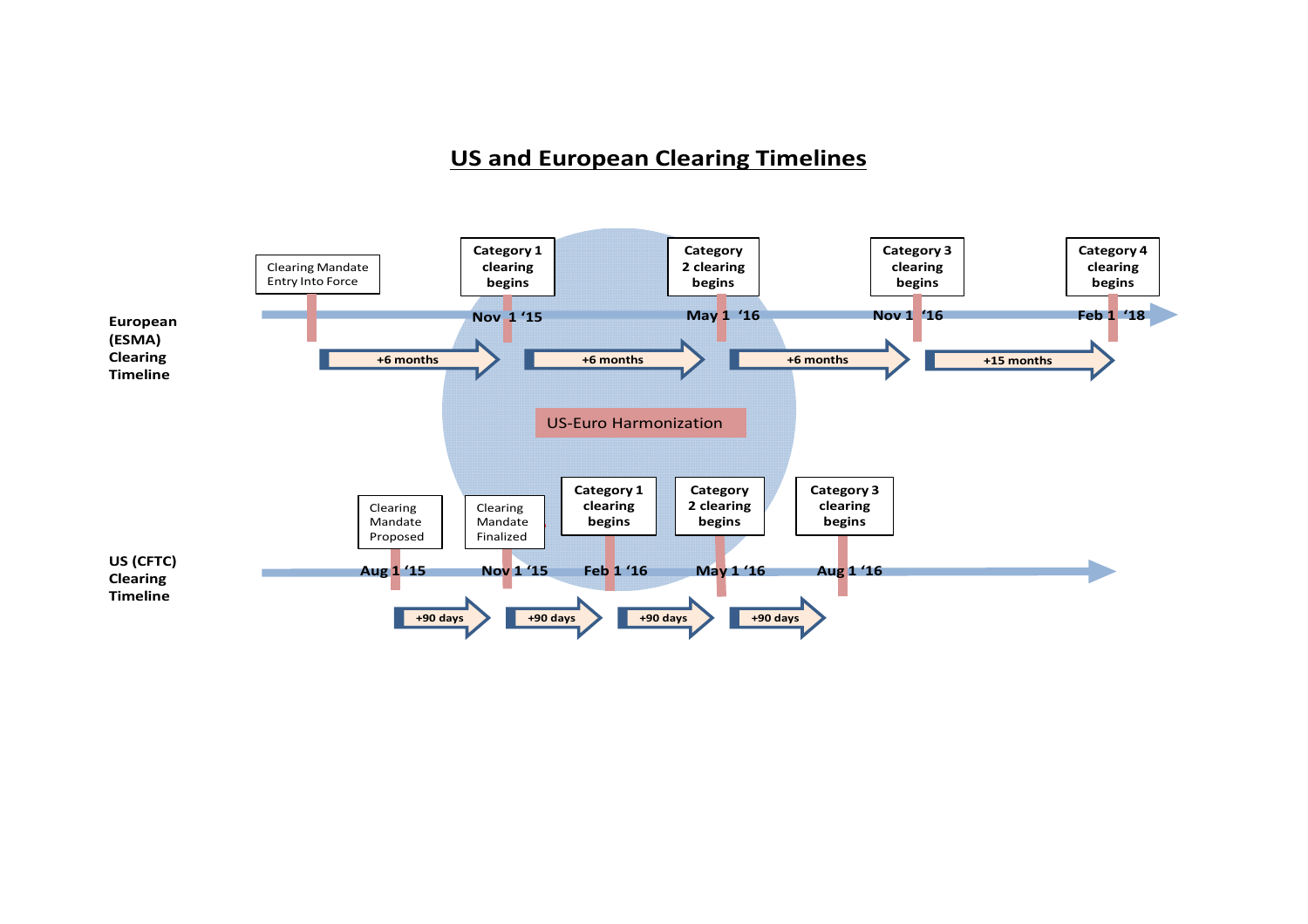## US and European Clearing Timelines

European (ESMA) Clearing Timeline

Clearing Mandate Entry Into Force

Category 1 clearing begins — Nov 1 '15

Category 2 clearing begins — May 1 '16

Category 3 clearing begins — Nov 1 '16

Category 4 clearing begins — Feb 1 '18

+6 months

+6 months

+6 months

+15 months

US-Euro Harmonization

US (CFTC) Clearing Timeline

Clearing Mandate Proposed — Aug 1 '15

Clearing Mandate Finalized — Nov 1 '15

Category 1 clearing begins — Feb 1 '16

Category 2 clearing begins — May 1 '16

Category 3 clearing begins — Aug 1 '16

+90 days

+90 days

+90 days

+90 days